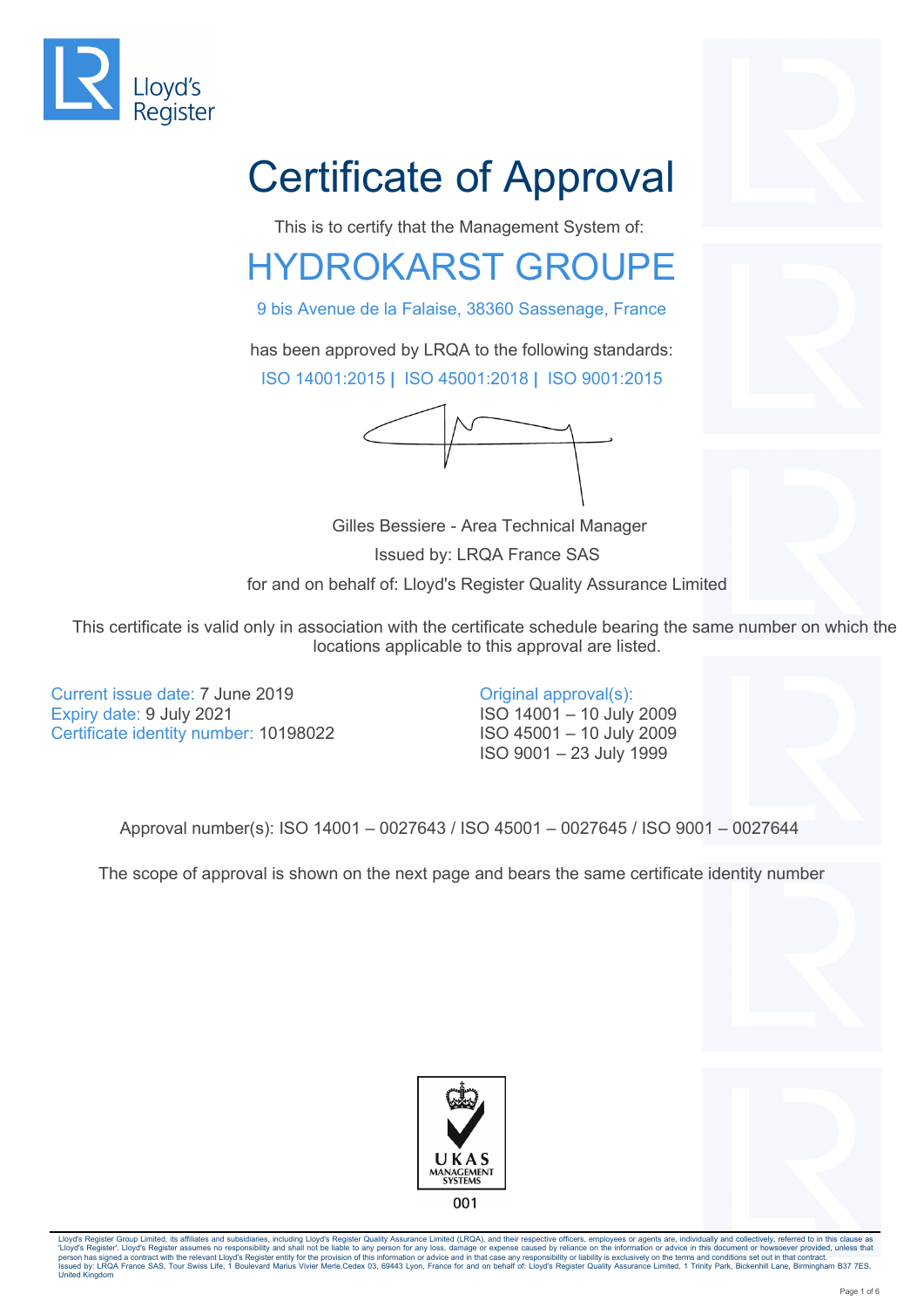Lloyd's Register

# Certificate of Approval

This is to certify that the Management System of:

## HYDROKARST GROUPE

9 bis Avenue de la Falaise, 38360 Sassenage, France

has been approved by LRQA to the following standards:

ISO 14001:2015 | ISO 45001:2018 | ISO 9001:2015

Gilles Bessiere - Area Technical Manager

Issued by: LRQA France SAS

for and on behalf of: Lloyd's Register Quality Assurance Limited

This certificate is valid only in association with the certificate schedule bearing the same number on which the locations applicable to this approval are listed.

Current issue date: 7 June 2019
Expiry date: 9 July 2021
Certificate identity number: 10198022

Original approval(s):
ISO 14001 – 10 July 2009
ISO 45001 – 10 July 2009
ISO 9001 – 23 July 1999

Approval number(s): ISO 14001 – 0027643 / ISO 45001 – 0027645 / ISO 9001 – 0027644

The scope of approval is shown on the next page and bears the same certificate identity number

UKAS MANAGEMENT SYSTEMS
001

Lloyd's Register Group Limited, its affiliates and subsidiaries, including Lloyd's Register Quality Assurance Limited (LRQA), and their respective officers, employees or agents are, individually and collectively, referred to in this clause as 'Lloyd's Register'. Lloyd's Register assumes no responsibility and shall not be liable to any person for any loss, damage or expense caused by reliance on the information or advice in this document or howsoever provided, unless that person has signed a contract with the relevant Lloyd's Register entity for the provision of this information or advice and in that case any responsibility or liability is exclusively on the terms and conditions set out in that contract.
Issued by: LRQA France SAS, Tour Swiss Life, 1 Boulevard Marius Vivier Merle,Cedex 03, 69443 Lyon, France for and on behalf of: Lloyd's Register Quality Assurance Limited, 1 Trinity Park, Bickenhill Lane, Birmingham B37 7ES, United Kingdom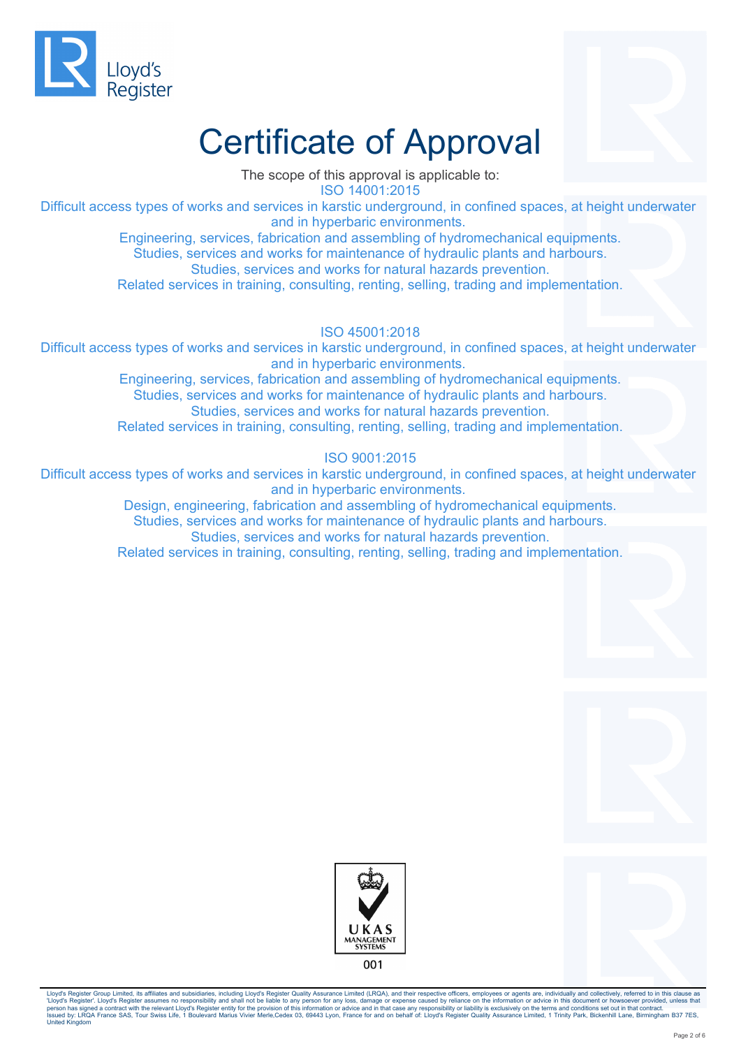# Certificate of Approval

The scope of this approval is applicable to:

ISO 14001:2015

Difficult access types of works and services in karstic underground, in confined spaces, at height underwater and in hyperbaric environments.
Engineering, services, fabrication and assembling of hydromechanical equipments.
Studies, services and works for maintenance of hydraulic plants and harbours.
Studies, services and works for natural hazards prevention.
Related services in training, consulting, renting, selling, trading and implementation.

ISO 45001:2018

Difficult access types of works and services in karstic underground, in confined spaces, at height underwater and in hyperbaric environments.
Engineering, services, fabrication and assembling of hydromechanical equipments.
Studies, services and works for maintenance of hydraulic plants and harbours.
Studies, services and works for natural hazards prevention.
Related services in training, consulting, renting, selling, trading and implementation.

ISO 9001:2015

Difficult access types of works and services in karstic underground, in confined spaces, at height underwater and in hyperbaric environments.
Design, engineering, fabrication and assembling of hydromechanical equipments.
Studies, services and works for maintenance of hydraulic plants and harbours.
Studies, services and works for natural hazards prevention.
Related services in training, consulting, renting, selling, trading and implementation.

UKAS MANAGEMENT SYSTEMS
001

Lloyd's Register Group Limited, its affiliates and subsidiaries, including Lloyd's Register Quality Assurance Limited (LRQA), and their respective officers, employees or agents are, individually and collectively, referred to in this clause as 'Lloyd's Register'. Lloyd's Register assumes no responsibility and shall not be liable to any person for any loss, damage or expense caused by reliance on the information or advice in this document or howsoever provided, unless that person has signed a contract with the relevant Lloyd's Register entity for the provision of this information or advice and in that case any responsibility or liability is exclusively on the terms and conditions set out in that contract.
Issued by: LRQA France SAS, Tour Swiss Life, 1 Boulevard Marius Vivier Merle,Cedex 03, 69443 Lyon, France for and on behalf of: Lloyd's Register Quality Assurance Limited, 1 Trinity Park, Bickenhill Lane, Birmingham B37 7ES, United Kingdom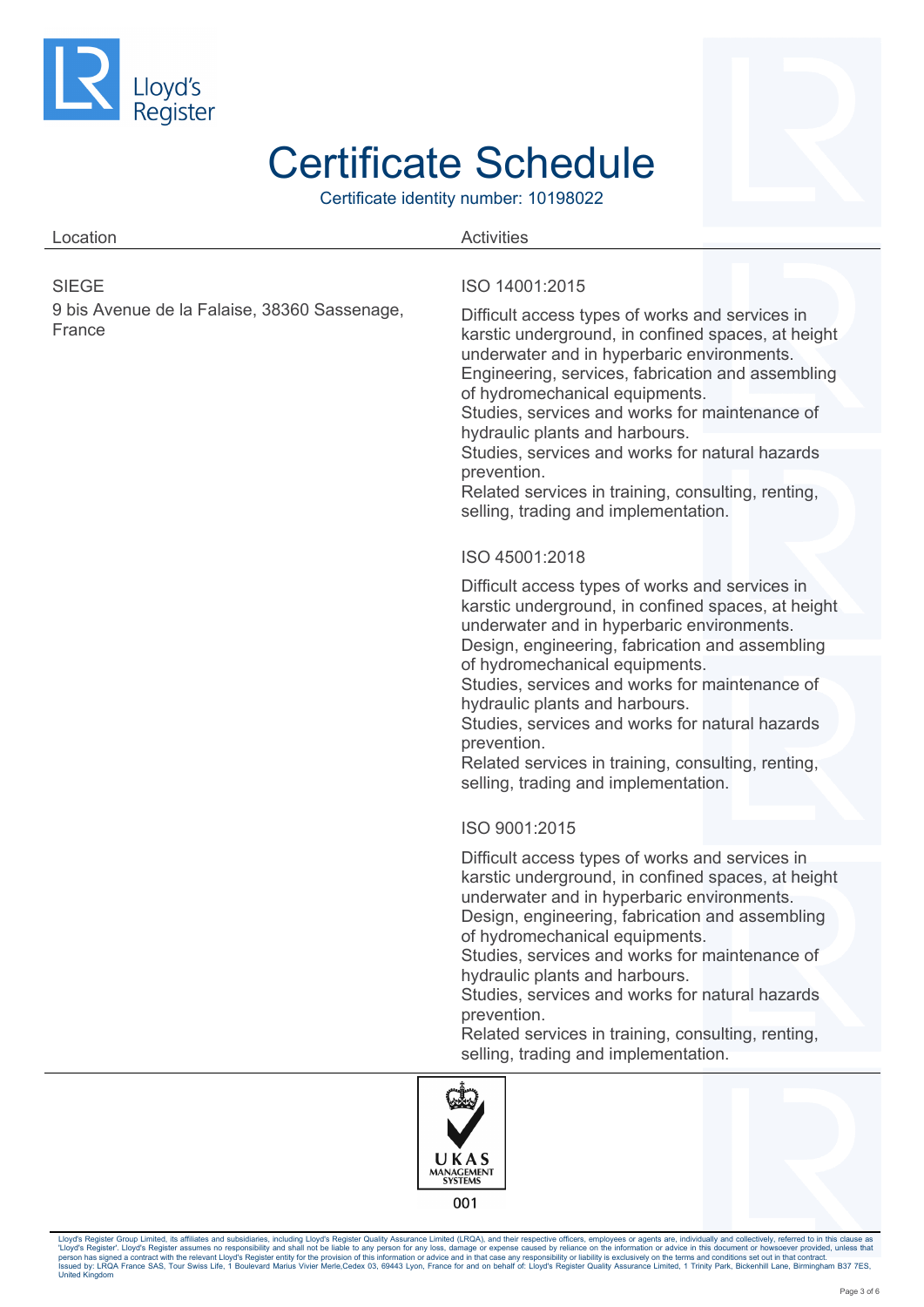# Certificate Schedule

Certificate identity number: 10198022

| Location | Activities |
| --- | --- |
| SIEGE<br>9 bis Avenue de la Falaise, 38360 Sassenage, France | ISO 14001:2015<br><br>Difficult access types of works and services in karstic underground, in confined spaces, at height underwater and in hyperbaric environments.<br>Engineering, services, fabrication and assembling of hydromechanical equipments.<br>Studies, services and works for maintenance of hydraulic plants and harbours.<br>Studies, services and works for natural hazards prevention.<br>Related services in training, consulting, renting, selling, trading and implementation. |
| | ISO 45001:2018<br><br>Difficult access types of works and services in karstic underground, in confined spaces, at height underwater and in hyperbaric environments.<br>Design, engineering, fabrication and assembling of hydromechanical equipments.<br>Studies, services and works for maintenance of hydraulic plants and harbours.<br>Studies, services and works for natural hazards prevention.<br>Related services in training, consulting, renting, selling, trading and implementation. |
| | ISO 9001:2015<br><br>Difficult access types of works and services in karstic underground, in confined spaces, at height underwater and in hyperbaric environments.<br>Design, engineering, fabrication and assembling of hydromechanical equipments.<br>Studies, services and works for maintenance of hydraulic plants and harbours.<br>Studies, services and works for natural hazards prevention.<br>Related services in training, consulting, renting, selling, trading and implementation. |

UKAS MANAGEMENT SYSTEMS

001

Lloyd's Register Group Limited, its affiliates and subsidiaries, including Lloyd's Register Quality Assurance Limited (LRQA), and their respective officers, employees or agents are, individually and collectively, referred to in this clause as 'Lloyd's Register'. Lloyd's Register assumes no responsibility and shall not be liable to any person for any loss, damage or expense caused by reliance on the information or advice in this document or howsoever provided, unless that person has signed a contract with the relevant Lloyd's Register entity for the provision of this information or advice and in that case any responsibility or liability is exclusively on the terms and conditions set out in that contract.
Issued by: LRQA France SAS, Tour Swiss Life, 1 Boulevard Marius Vivier Merle,Cedex 03, 69443 Lyon, France for and on behalf of: Lloyd's Register Quality Assurance Limited, 1 Trinity Park, Bickenhill Lane, Birmingham B37 7ES, United Kingdom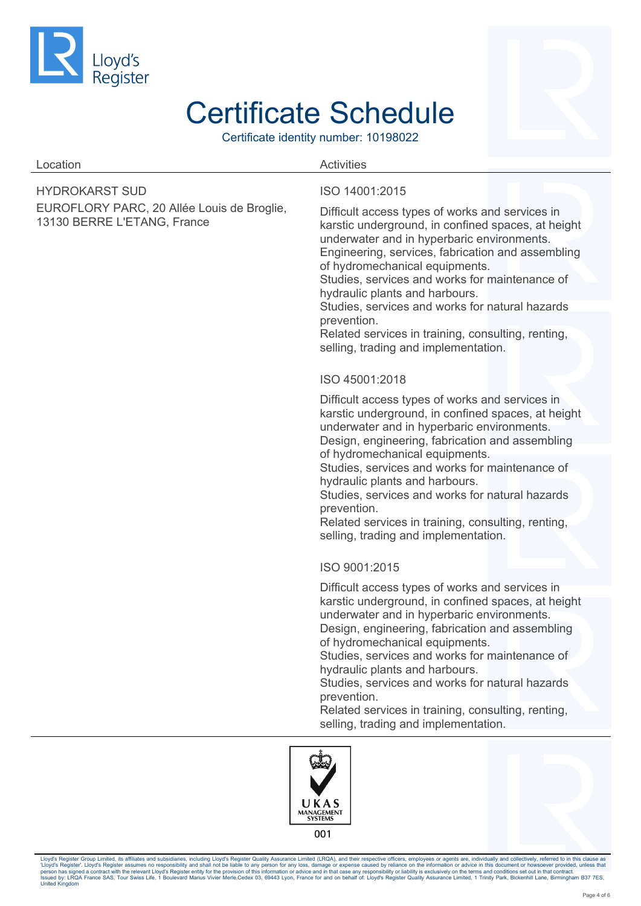# Certificate Schedule

Certificate identity number: 10198022

| Location | Activities |
| --- | --- |
| HYDROKARST SUD<br>EUROFLORY PARC, 20 Allée Louis de Broglie, 13130 BERRE L'ETANG, France | **ISO 14001:2015**<br>Difficult access types of works and services in karstic underground, in confined spaces, at height underwater and in hyperbaric environments.<br>Engineering, services, fabrication and assembling of hydromechanical equipments.<br>Studies, services and works for maintenance of hydraulic plants and harbours.<br>Studies, services and works for natural hazards prevention.<br>Related services in training, consulting, renting, selling, trading and implementation.<br><br>**ISO 45001:2018**<br>Difficult access types of works and services in karstic underground, in confined spaces, at height underwater and in hyperbaric environments.<br>Design, engineering, fabrication and assembling of hydromechanical equipments.<br>Studies, services and works for maintenance of hydraulic plants and harbours.<br>Studies, services and works for natural hazards prevention.<br>Related services in training, consulting, renting, selling, trading and implementation.<br><br>**ISO 9001:2015**<br>Difficult access types of works and services in karstic underground, in confined spaces, at height underwater and in hyperbaric environments.<br>Design, engineering, fabrication and assembling of hydromechanical equipments.<br>Studies, services and works for maintenance of hydraulic plants and harbours.<br>Studies, services and works for natural hazards prevention.<br>Related services in training, consulting, renting, selling, trading and implementation. |

UKAS MANAGEMENT SYSTEMS

001

Lloyd's Register Group Limited, its affiliates and subsidiaries, including Lloyd's Register Quality Assurance Limited (LRQA), and their respective officers, employees or agents are, individually and collectively, referred to in this clause as 'Lloyd's Register'. Lloyd's Register assumes no responsibility and shall not be liable to any person for any loss, damage or expense caused by reliance on the information or advice in this document or howsoever provided, unless that person has signed a contract with the relevant Lloyd's Register entity for the provision of this information or advice and in that case any responsibility or liability is exclusively on the terms and conditions set out in that contract.
Issued by: LRQA France SAS, Tour Swiss Life, 1 Boulevard Marius Vivier Merle,Cedex 03, 69443 Lyon, France for and on behalf of: Lloyd's Register Quality Assurance Limited, 1 Trinity Park, Bickenhill Lane, Birmingham B37 7ES, United Kingdom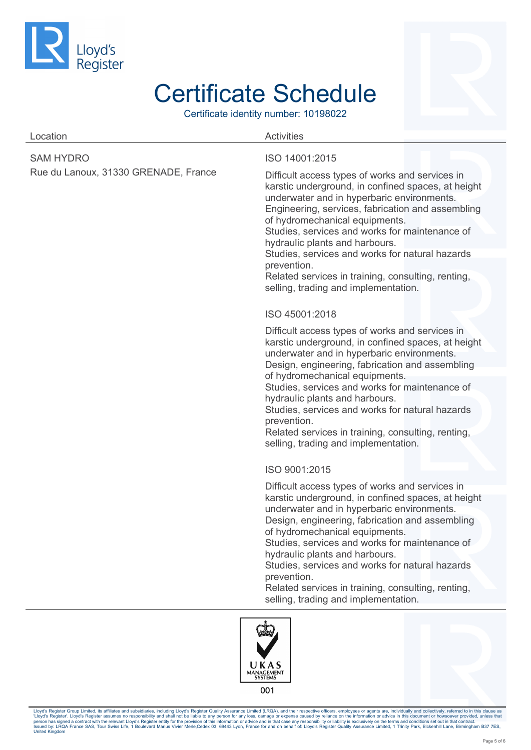Lloyd's Register

# Certificate Schedule

Certificate identity number: 10198022

| Location | Activities |
| --- | --- |
| SAM HYDRO<br>Rue du Lanoux, 31330 GRENADE, France | ISO 14001:2015<br><br>Difficult access types of works and services in karstic underground, in confined spaces, at height underwater and in hyperbaric environments.<br>Engineering, services, fabrication and assembling of hydromechanical equipments.<br>Studies, services and works for maintenance of hydraulic plants and harbours.<br>Studies, services and works for natural hazards prevention.<br>Related services in training, consulting, renting, selling, trading and implementation. |
| | ISO 45001:2018<br><br>Difficult access types of works and services in karstic underground, in confined spaces, at height underwater and in hyperbaric environments.<br>Design, engineering, fabrication and assembling of hydromechanical equipments.<br>Studies, services and works for maintenance of hydraulic plants and harbours.<br>Studies, services and works for natural hazards prevention.<br>Related services in training, consulting, renting, selling, trading and implementation. |
| | ISO 9001:2015<br><br>Difficult access types of works and services in karstic underground, in confined spaces, at height underwater and in hyperbaric environments.<br>Design, engineering, fabrication and assembling of hydromechanical equipments.<br>Studies, services and works for maintenance of hydraulic plants and harbours.<br>Studies, services and works for natural hazards prevention.<br>Related services in training, consulting, renting, selling, trading and implementation. |

UKAS MANAGEMENT SYSTEMS

001

Lloyd's Register Group Limited, its affiliates and subsidiaries, including Lloyd's Register Quality Assurance Limited (LRQA), and their respective officers, employees or agents are, individually and collectively, referred to in this clause as 'Lloyd's Register'. Lloyd's Register assumes no responsibility and shall not be liable to any person for any loss, damage or expense caused by reliance on the information or advice in this document or howsoever provided, unless that person has signed a contract with the relevant Lloyd's Register entity for the provision of this information or advice and in that case any responsibility or liability is exclusively on the terms and conditions set out in that contract.
Issued by: LRQA France SAS, Tour Swiss Life, 1 Boulevard Marius Vivier Merle,Cedex 03, 69443 Lyon, France for and on behalf of: Lloyd's Register Quality Assurance Limited, 1 Trinity Park, Bickenhill Lane, Birmingham B37 7ES, United Kingdom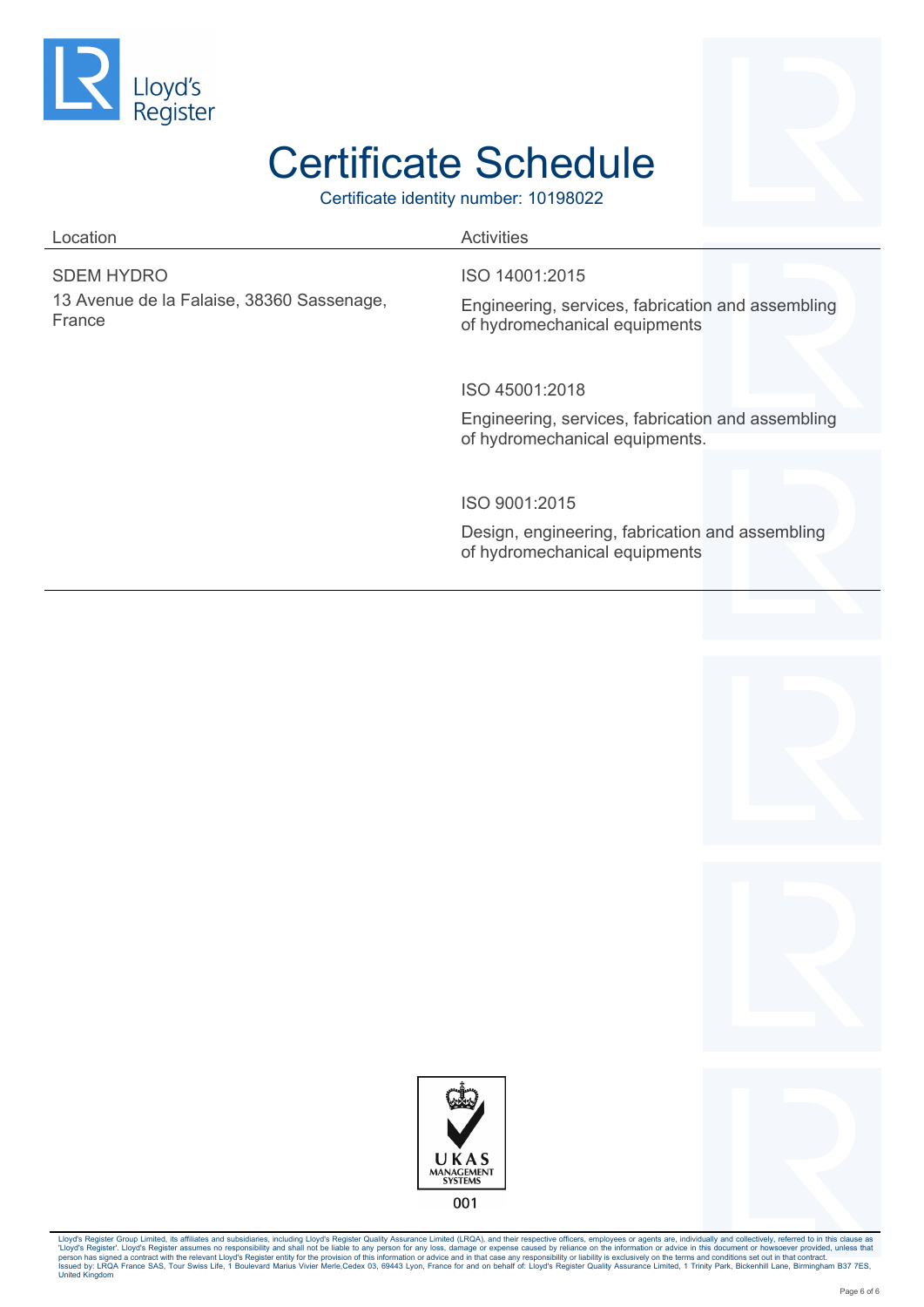# Certificate Schedule

Certificate identity number: 10198022

| Location | Activities |
|---|---|
| SDEM HYDRO<br>13 Avenue de la Falaise, 38360 Sassenage, France | ISO 14001:2015<br>Engineering, services, fabrication and assembling of hydromechanical equipments |
| | ISO 45001:2018<br>Engineering, services, fabrication and assembling of hydromechanical equipments. |
| | ISO 9001:2015<br>Design, engineering, fabrication and assembling of hydromechanical equipments |

UKAS MANAGEMENT SYSTEMS

001

Lloyd's Register Group Limited, its affiliates and subsidiaries, including Lloyd's Register Quality Assurance Limited (LRQA), and their respective officers, employees or agents are, individually and collectively, referred to in this clause as 'Lloyd's Register'. Lloyd's Register assumes no responsibility and shall not be liable to any person for any loss, damage or expense caused by reliance on the information or advice in this document or howsoever provided, unless that person has signed a contract with the relevant Lloyd's Register entity for the provision of this information or advice and in that case any responsibility or liability is exclusively on the terms and conditions set out in that contract.
Issued by: LRQA France SAS, Tour Swiss Life, 1 Boulevard Marius Vivier Merle,Cedex 03, 69443 Lyon, France for and on behalf of: Lloyd's Register Quality Assurance Limited, 1 Trinity Park, Bickenhill Lane, Birmingham B37 7ES, United Kingdom